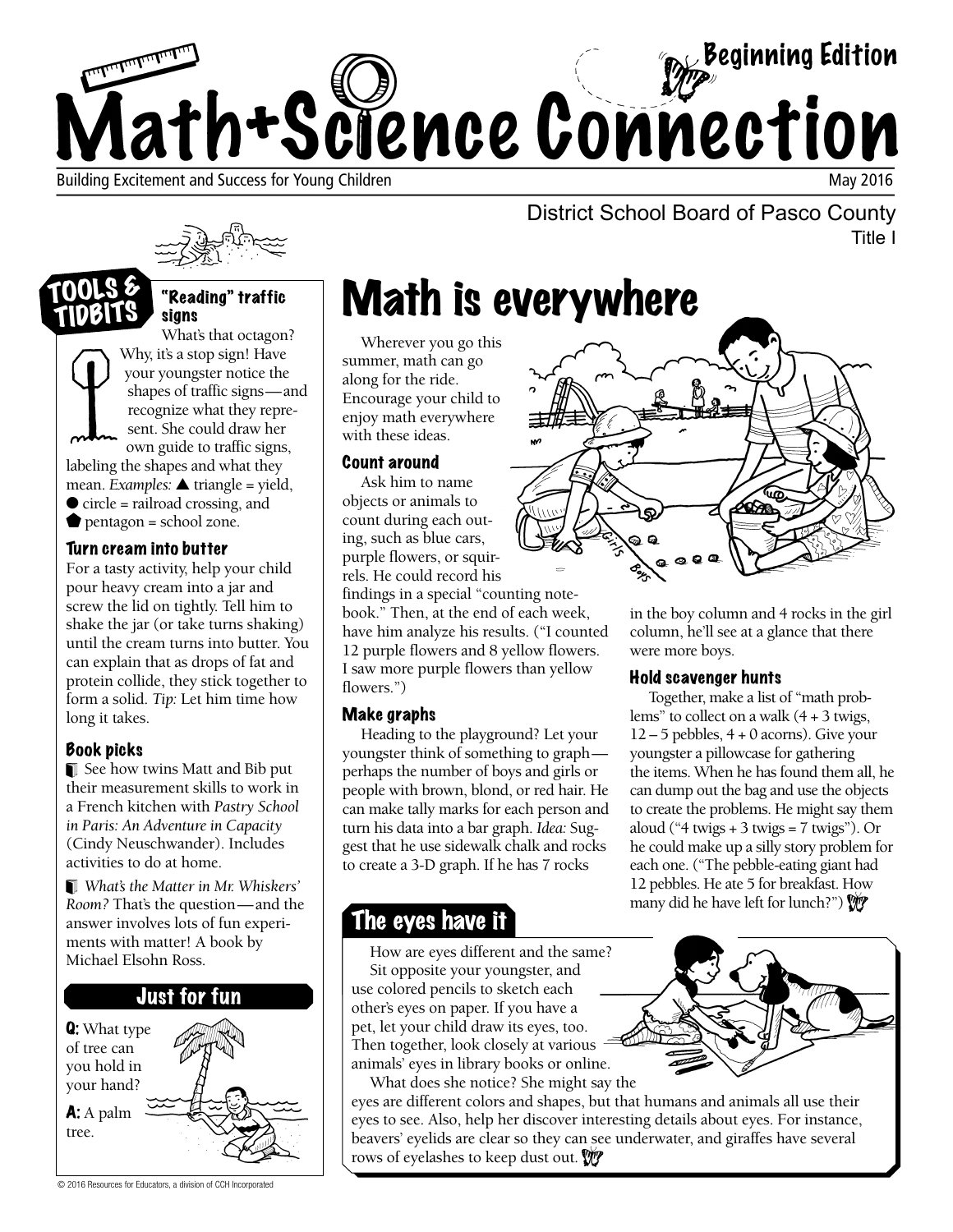# Math+Science Connection

**Beginning Edition**

Building Excitement and Success for Young Children — May 2016

District School Board of Pasco County
Title I

## TOOLS & TIDBITS

### "Reading" traffic signs

What's that octagon? Why, it's a stop sign! Have your youngster notice the shapes of traffic signs—and recognize what they represent. She could draw her own guide to traffic signs, labeling the shapes and what they mean. *Examples:* ▲ triangle = yield, ● circle = railroad crossing, and ⬟ pentagon = school zone.

### Turn cream into butter

For a tasty activity, help your child pour heavy cream into a jar and screw the lid on tightly. Tell him to shake the jar (or take turns shaking) until the cream turns into butter. You can explain that as drops of fat and protein collide, they stick together to form a solid. *Tip:* Let him time how long it takes.

### Book picks

- See how twins Matt and Bib put their measurement skills to work in a French kitchen with *Pastry School in Paris: An Adventure in Capacity* (Cindy Neuschwander). Includes activities to do at home.
- *What's the Matter in Mr. Whiskers' Room?* That's the question—and the answer involves lots of fun experiments with matter! A book by Michael Elsohn Ross.

### Just for fun

**Q:** What type of tree can you hold in your hand?

**A:** A palm tree.

## Math is everywhere

Wherever you go this summer, math can go along for the ride. Encourage your child to enjoy math everywhere with these ideas.

### Count around

Ask him to name objects or animals to count during each outing, such as blue cars, purple flowers, or squirrels. He could record his findings in a special "counting notebook." Then, at the end of each week, have him analyze his results. ("I counted 12 purple flowers and 8 yellow flowers. I saw more purple flowers than yellow flowers.")

### Make graphs

Heading to the playground? Let your youngster think of something to graph—perhaps the number of boys and girls or people with brown, blond, or red hair. He can make tally marks for each person and turn his data into a bar graph. *Idea:* Suggest that he use sidewalk chalk and rocks to create a 3-D graph. If he has 7 rocks in the boy column and 4 rocks in the girl column, he'll see at a glance that there were more boys.

### Hold scavenger hunts

Together, make a list of "math problems" to collect on a walk (4 + 3 twigs, 12 – 5 pebbles, 4 + 0 acorns). Give your youngster a pillowcase for gathering the items. When he has found them all, he can dump out the bag and use the objects to create the problems. He might say them aloud ("4 twigs + 3 twigs = 7 twigs"). Or he could make up a silly story problem for each one. ("The pebble-eating giant had 12 pebbles. He ate 5 for breakfast. How many did he have left for lunch?")

## The eyes have it

How are eyes different and the same? Sit opposite your youngster, and use colored pencils to sketch each other's eyes on paper. If you have a pet, let your child draw its eyes, too. Then together, look closely at various animals' eyes in library books or online.

What does she notice? She might say the eyes are different colors and shapes, but that humans and animals all use their eyes to see. Also, help her discover interesting details about eyes. For instance, beavers' eyelids are clear so they can see underwater, and giraffes have several rows of eyelashes to keep dust out.

© 2016 Resources for Educators, a division of CCH Incorporated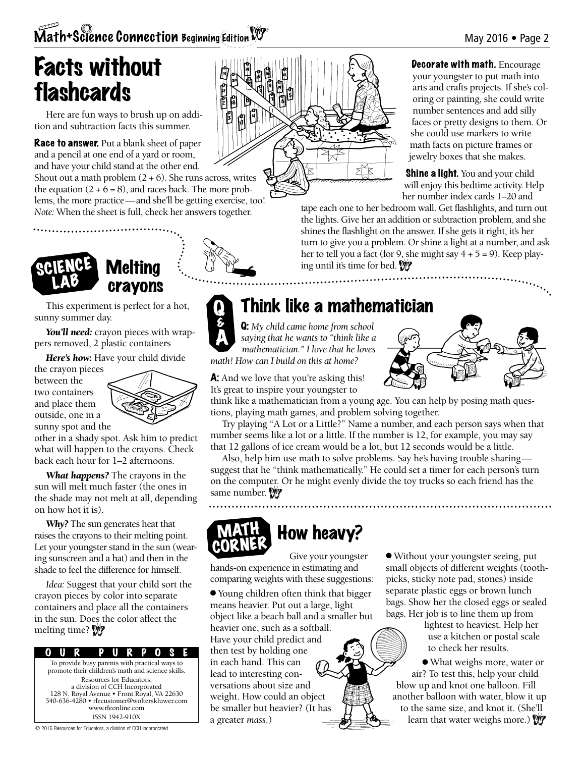# Facts without flashcards

Here are fun ways to brush up on addition and subtraction facts this summer.

**Race to answer.** Put a blank sheet of paper and a pencil at one end of a yard or room, and have your child stand at the other end. Shout out a math problem (2 + 6). She runs across, writes the equation (2 + 6 = 8), and races back. The more problems, the more practice—and she'll be getting exercise, too! *Note:* When the sheet is full, check her answers together.

**Decorate with math.** Encourage your youngster to put math into arts and crafts projects. If she's coloring or painting, she could write number sentences and add silly faces or pretty designs to them. Or she could use markers to write math facts on picture frames or jewelry boxes that she makes.

**Shine a light.** You and your child will enjoy this bedtime activity. Help her number index cards 1–20 and tape each one to her bedroom wall. Get flashlights, and turn out the lights. Give her an addition or subtraction problem, and she shines the flashlight on the answer. If she gets it right, it's her turn to give you a problem. Or shine a light at a number, and ask her to tell you a fact (for 9, she might say 4 + 5 = 9). Keep playing until it's time for bed.

## SCIENCE LAB: Melting crayons

This experiment is perfect for a hot, sunny summer day.

***You'll need:*** crayon pieces with wrappers removed, 2 plastic containers

***Here's how:*** Have your child divide the crayon pieces between the two containers and place them outside, one in a sunny spot and the other in a shady spot. Ask him to predict what will happen to the crayons. Check back each hour for 1–2 afternoons.

***What happens?*** The crayons in the sun will melt much faster (the ones in the shade may not melt at all, depending on how hot it is).

***Why?*** The sun generates heat that raises the crayons to their melting point. Let your youngster stand in the sun (wearing sunscreen and a hat) and then in the shade to feel the difference for himself.

*Idea:* Suggest that your child sort the crayon pieces by color into separate containers and place all the containers in the sun. Does the color affect the melting time?

## Q&A: Think like a mathematician

**Q:** *My child came home from school saying that he wants to "think like a mathematician." I love that he loves math! How can I build on this at home?*

**A:** And we love that you're asking this! It's great to inspire your youngster to think like a mathematician from a young age. You can help by posing math questions, playing math games, and problem solving together.

Try playing "A Lot or a Little?" Name a number, and each person says when that number seems like a lot or a little. If the number is 12, for example, you may say that 12 gallons of ice cream would be a lot, but 12 seconds would be a little.

Also, help him use math to solve problems. Say he's having trouble sharing—suggest that he "think mathematically." He could set a timer for each person's turn on the computer. Or he might evenly divide the toy trucks so each friend has the same number.

## MATH CORNER: How heavy?

Give your youngster hands-on experience in estimating and comparing weights with these suggestions:

- Young children often think that bigger means heavier. Put out a large, light object like a beach ball and a smaller but heavier one, such as a softball. Have your child predict and then test by holding one in each hand. This can lead to interesting conversations about size and weight. How could an object be smaller but heavier? (It has a greater *mass*.)
- Without your youngster seeing, put small objects of different weights (toothpicks, sticky note pad, stones) inside separate plastic eggs or brown lunch bags. Show her the closed eggs or sealed bags. Her job is to line them up from lightest to heaviest. Help her use a kitchen or postal scale to check her results.
- What weighs more, water or air? To test this, help your child blow up and knot one balloon. Fill another balloon with water, blow it up to the same size, and knot it. (She'll learn that water weighs more.)

**OUR PURPOSE**

To provide busy parents with practical ways to promote their children's math and science skills.

Resources for Educators,
a division of CCH Incorporated
128 N. Royal Avenue • Front Royal, VA 22630
540-636-4280 • rfecustomer@wolterskluwer.com
www.rfeonline.com
ISSN 1942-910X

© 2016 Resources for Educators, a division of CCH Incorporated